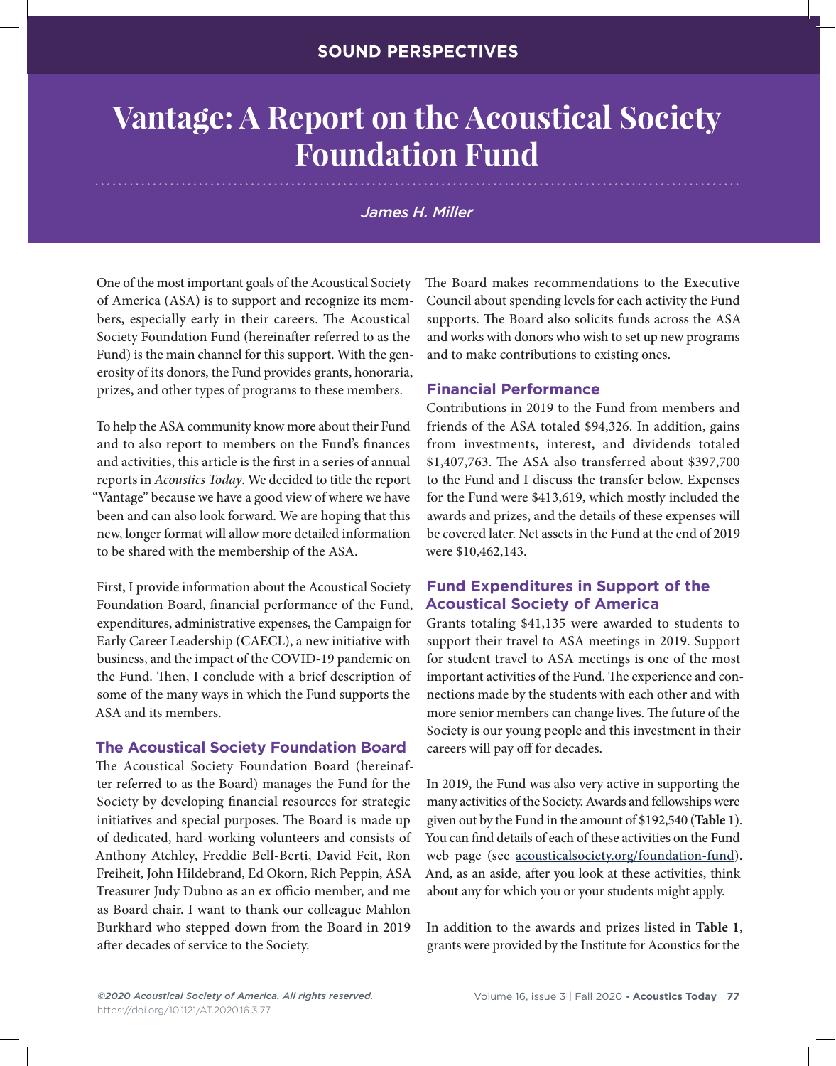SOUND PERSPECTIVES

# Vantage: A Report on the Acoustical Society Foundation Fund

*James H. Miller*

One of the most important goals of the Acoustical Society of America (ASA) is to support and recognize its members, especially early in their careers. The Acoustical Society Foundation Fund (hereinafter referred to as the Fund) is the main channel for this support. With the generosity of its donors, the Fund provides grants, honoraria, prizes, and other types of programs to these members.

To help the ASA community know more about their Fund and to also report to members on the Fund's finances and activities, this article is the first in a series of annual reports in *Acoustics Today*. We decided to title the report "Vantage" because we have a good view of where we have been and can also look forward. We are hoping that this new, longer format will allow more detailed information to be shared with the membership of the ASA.

First, I provide information about the Acoustical Society Foundation Board, financial performance of the Fund, expenditures, administrative expenses, the Campaign for Early Career Leadership (CAECL), a new initiative with business, and the impact of the COVID-19 pandemic on the Fund. Then, I conclude with a brief description of some of the many ways in which the Fund supports the ASA and its members.

## The Acoustical Society Foundation Board

The Acoustical Society Foundation Board (hereinafter referred to as the Board) manages the Fund for the Society by developing financial resources for strategic initiatives and special purposes. The Board is made up of dedicated, hard-working volunteers and consists of Anthony Atchley, Freddie Bell-Berti, David Feit, Ron Freiheit, John Hildebrand, Ed Okorn, Rich Peppin, ASA Treasurer Judy Dubno as an ex officio member, and me as Board chair. I want to thank our colleague Mahlon Burkhard who stepped down from the Board in 2019 after decades of service to the Society.

The Board makes recommendations to the Executive Council about spending levels for each activity the Fund supports. The Board also solicits funds across the ASA and works with donors who wish to set up new programs and to make contributions to existing ones.

## Financial Performance

Contributions in 2019 to the Fund from members and friends of the ASA totaled $94,326. In addition, gains from investments, interest, and dividends totaled $1,407,763. The ASA also transferred about $397,700 to the Fund and I discuss the transfer below. Expenses for the Fund were $413,619, which mostly included the awards and prizes, and the details of these expenses will be covered later. Net assets in the Fund at the end of 2019 were $10,462,143.

## Fund Expenditures in Support of the Acoustical Society of America

Grants totaling $41,135 were awarded to students to support their travel to ASA meetings in 2019. Support for student travel to ASA meetings is one of the most important activities of the Fund. The experience and connections made by the students with each other and with more senior members can change lives. The future of the Society is our young people and this investment in their careers will pay off for decades.

In 2019, the Fund was also very active in supporting the many activities of the Society. Awards and fellowships were given out by the Fund in the amount of $192,540 (**Table 1**). You can find details of each of these activities on the Fund web page (see acousticalsociety.org/foundation-fund). And, as an aside, after you look at these activities, think about any for which you or your students might apply.

In addition to the awards and prizes listed in **Table 1**, grants were provided by the Institute for Acoustics for the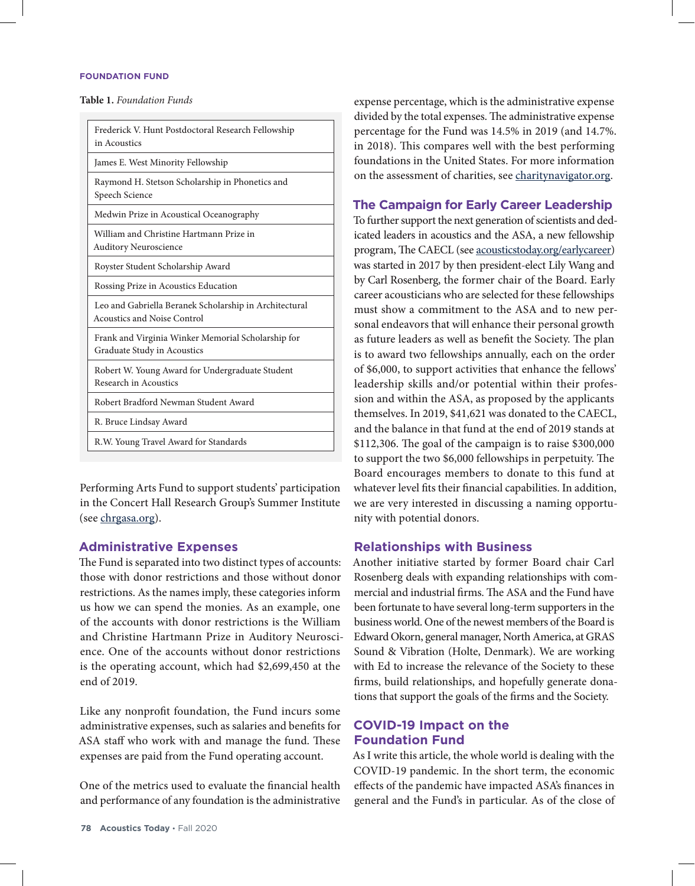**Table 1.** *Foundation Funds*

| Foundation Funds |
|---|
| Frederick V. Hunt Postdoctoral Research Fellowship in Acoustics |
| James E. West Minority Fellowship |
| Raymond H. Stetson Scholarship in Phonetics and Speech Science |
| Medwin Prize in Acoustical Oceanography |
| William and Christine Hartmann Prize in Auditory Neuroscience |
| Royster Student Scholarship Award |
| Rossing Prize in Acoustics Education |
| Leo and Gabriella Beranek Scholarship in Architectural Acoustics and Noise Control |
| Frank and Virginia Winker Memorial Scholarship for Graduate Study in Acoustics |
| Robert W. Young Award for Undergraduate Student Research in Acoustics |
| Robert Bradford Newman Student Award |
| R. Bruce Lindsay Award |
| R.W. Young Travel Award for Standards |

Performing Arts Fund to support students' participation in the Concert Hall Research Group's Summer Institute (see chrgasa.org).

## Administrative Expenses

The Fund is separated into two distinct types of accounts: those with donor restrictions and those without donor restrictions. As the names imply, these categories inform us how we can spend the monies. As an example, one of the accounts with donor restrictions is the William and Christine Hartmann Prize in Auditory Neuroscience. One of the accounts without donor restrictions is the operating account, which had $2,699,450 at the end of 2019.

Like any nonprofit foundation, the Fund incurs some administrative expenses, such as salaries and benefits for ASA staff who work with and manage the fund. These expenses are paid from the Fund operating account.

One of the metrics used to evaluate the financial health and performance of any foundation is the administrative expense percentage, which is the administrative expense divided by the total expenses. The administrative expense percentage for the Fund was 14.5% in 2019 (and 14.7%. in 2018). This compares well with the best performing foundations in the United States. For more information on the assessment of charities, see charitynavigator.org.

## The Campaign for Early Career Leadership

To further support the next generation of scientists and dedicated leaders in acoustics and the ASA, a new fellowship program, The CAECL (see acousticstoday.org/earlycareer) was started in 2017 by then president-elect Lily Wang and by Carl Rosenberg, the former chair of the Board. Early career acousticians who are selected for these fellowships must show a commitment to the ASA and to new personal endeavors that will enhance their personal growth as future leaders as well as benefit the Society. The plan is to award two fellowships annually, each on the order of $6,000, to support activities that enhance the fellows' leadership skills and/or potential within their profession and within the ASA, as proposed by the applicants themselves. In 2019, $41,621 was donated to the CAECL, and the balance in that fund at the end of 2019 stands at $112,306. The goal of the campaign is to raise $300,000 to support the two $6,000 fellowships in perpetuity. The Board encourages members to donate to this fund at whatever level fits their financial capabilities. In addition, we are very interested in discussing a naming opportunity with potential donors.

## Relationships with Business

Another initiative started by former Board chair Carl Rosenberg deals with expanding relationships with commercial and industrial firms. The ASA and the Fund have been fortunate to have several long-term supporters in the business world. One of the newest members of the Board is Edward Okorn, general manager, North America, at GRAS Sound & Vibration (Holte, Denmark). We are working with Ed to increase the relevance of the Society to these firms, build relationships, and hopefully generate donations that support the goals of the firms and the Society.

## COVID-19 Impact on the Foundation Fund

As I write this article, the whole world is dealing with the COVID-19 pandemic. In the short term, the economic effects of the pandemic have impacted ASA's finances in general and the Fund's in particular. As of the close of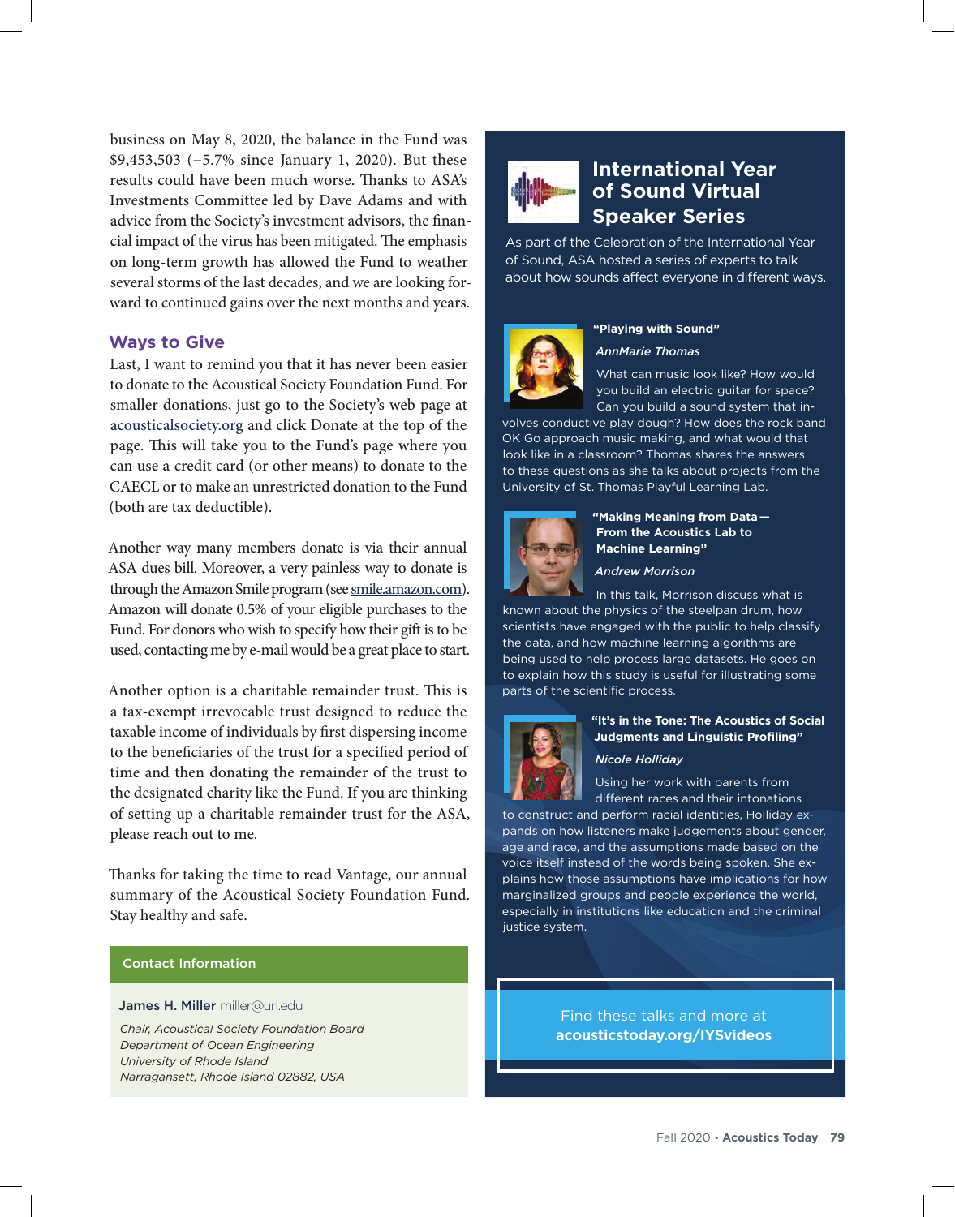business on May 8, 2020, the balance in the Fund was $9,453,503 (−5.7% since January 1, 2020). But these results could have been much worse. Thanks to ASA's Investments Committee led by Dave Adams and with advice from the Society's investment advisors, the financial impact of the virus has been mitigated. The emphasis on long-term growth has allowed the Fund to weather several storms of the last decades, and we are looking forward to continued gains over the next months and years.

## Ways to Give

Last, I want to remind you that it has never been easier to donate to the Acoustical Society Foundation Fund. For smaller donations, just go to the Society's web page at acousticalsociety.org and click Donate at the top of the page. This will take you to the Fund's page where you can use a credit card (or other means) to donate to the CAECL or to make an unrestricted donation to the Fund (both are tax deductible).

Another way many members donate is via their annual ASA dues bill. Moreover, a very painless way to donate is through the Amazon Smile program (see smile.amazon.com). Amazon will donate 0.5% of your eligible purchases to the Fund. For donors who wish to specify how their gift is to be used, contacting me by e-mail would be a great place to start.

Another option is a charitable remainder trust. This is a tax-exempt irrevocable trust designed to reduce the taxable income of individuals by first dispersing income to the beneficiaries of the trust for a specified period of time and then donating the remainder of the trust to the designated charity like the Fund. If you are thinking of setting up a charitable remainder trust for the ASA, please reach out to me.

Thanks for taking the time to read Vantage, our annual summary of the Acoustical Society Foundation Fund. Stay healthy and safe.

### Contact Information

**James H. Miller** miller@uri.edu

*Chair, Acoustical Society Foundation Board*
*Department of Ocean Engineering*
*University of Rhode Island*
*Narragansett, Rhode Island 02882, USA*

## International Year of Sound Virtual Speaker Series

As part of the Celebration of the International Year of Sound, ASA hosted a series of experts to talk about how sounds affect everyone in different ways.

**"Playing with Sound"**

***AnnMarie Thomas***

What can music look like? How would you build an electric guitar for space? Can you build a sound system that involves conductive play dough? How does the rock band OK Go approach music making, and what would that look like in a classroom? Thomas shares the answers to these questions as she talks about projects from the University of St. Thomas Playful Learning Lab.

**"Making Meaning from Data— From the Acoustics Lab to Machine Learning"**

***Andrew Morrison***

In this talk, Morrison discuss what is known about the physics of the steelpan drum, how scientists have engaged with the public to help classify the data, and how machine learning algorithms are being used to help process large datasets. He goes on to explain how this study is useful for illustrating some parts of the scientific process.

**"It's in the Tone: The Acoustics of Social Judgments and Linguistic Profiling"**

***Nicole Holliday***

Using her work with parents from different races and their intonations to construct and perform racial identities, Holliday expands on how listeners make judgements about gender, age and race, and the assumptions made based on the voice itself instead of the words being spoken. She explains how those assumptions have implications for how marginalized groups and people experience the world, especially in institutions like education and the criminal justice system.

Find these talks and more at
**acousticstoday.org/IYSvideos**